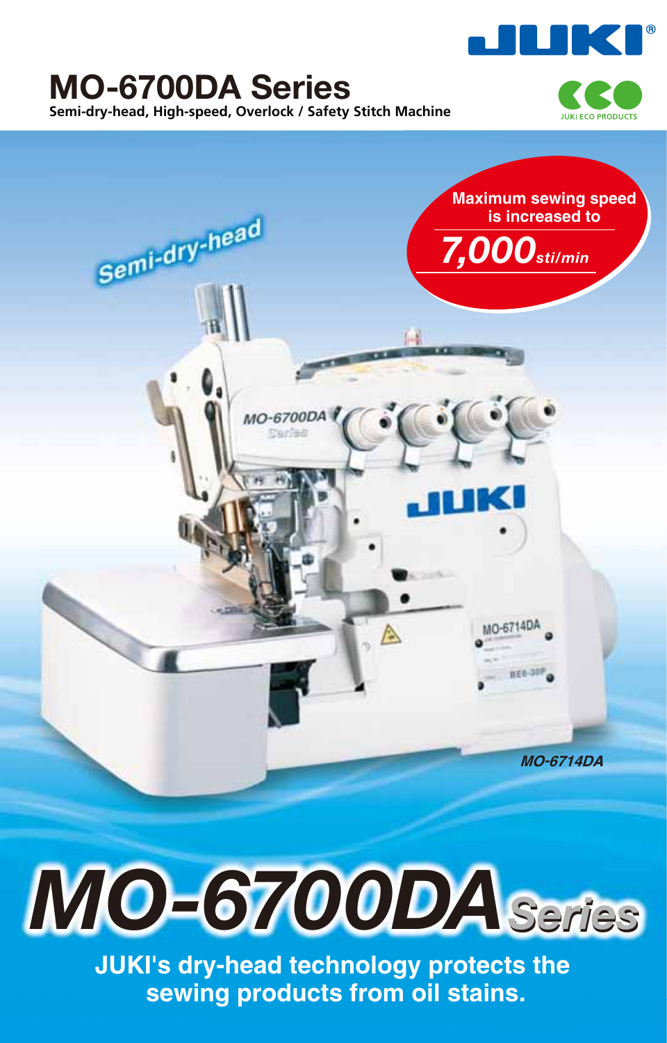# MO-6700DA Series

**Semi-dry-head, High-speed, Overlock / Safety Stitch Machine**

JUKI ECO PRODUCTS

Semi-dry-head

**Maximum sewing speed is increased to 7,000 sti/min**

*MO-6714DA*

# *MO-6700DA Series*

**JUKI's dry-head technology protects the sewing products from oil stains.**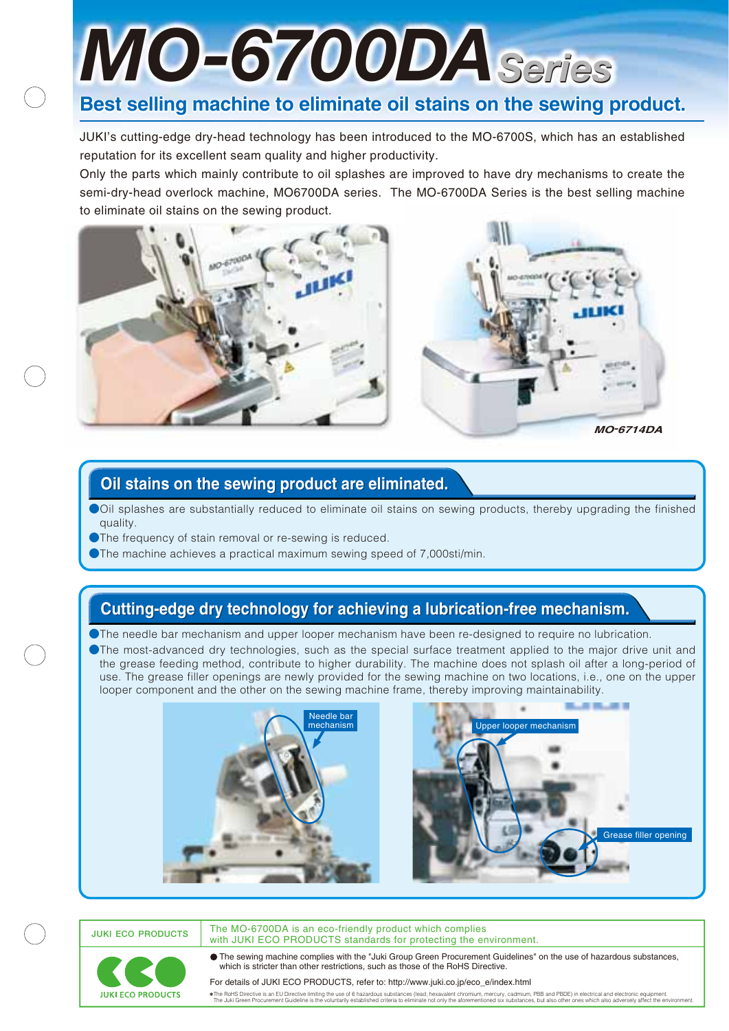# MO-6700DA Series

## Best selling machine to eliminate oil stains on the sewing product.

JUKI's cutting-edge dry-head technology has been introduced to the MO-6700S, which has an established reputation for its excellent seam quality and higher productivity.

Only the parts which mainly contribute to oil splashes are improved to have dry mechanisms to create the semi-dry-head overlock machine, MO6700DA series. The MO-6700DA Series is the best selling machine to eliminate oil stains on the sewing product.

*MO-6714DA*

### Oil stains on the sewing product are eliminated.

- Oil splashes are substantially reduced to eliminate oil stains on sewing products, thereby upgrading the finished quality.
- The frequency of stain removal or re-sewing is reduced.
- The machine achieves a practical maximum sewing speed of 7,000sti/min.

### Cutting-edge dry technology for achieving a lubrication-free mechanism.

- The needle bar mechanism and upper looper mechanism have been re-designed to require no lubrication.
- The most-advanced dry technologies, such as the special surface treatment applied to the major drive unit and the grease feeding method, contribute to higher durability. The machine does not splash oil after a long-period of use. The grease filler openings are newly provided for the sewing machine on two locations, i.e., one on the upper looper component and the other on the sewing machine frame, thereby improving maintainability.

Needle bar mechanism

Upper looper mechanism

Grease filler opening

**JUKI ECO PRODUCTS**

The MO-6700DA is an eco-friendly product which complies with JUKI ECO PRODUCTS standards for protecting the environment.

- The sewing machine complies with the "Juki Group Green Procurement Guidelines" on the use of hazardous substances, which is stricter than other restrictions, such as those of the RoHS Directive.

For details of JUKI ECO PRODUCTS, refer to: http://www.juki.co.jp/eco_e/index.html

*The RoHS Directive is an EU Directive limiting the use of 6 hazardous substances (lead, hexavalent chromium, mercury, cadmium, PBB and PBDE) in electrical and electronic equipment.
The Juki Green Procurement Guideline is the voluntarily established criteria to eliminate not only the aforementioned six substances, but also other ones which also adversely affect the environment.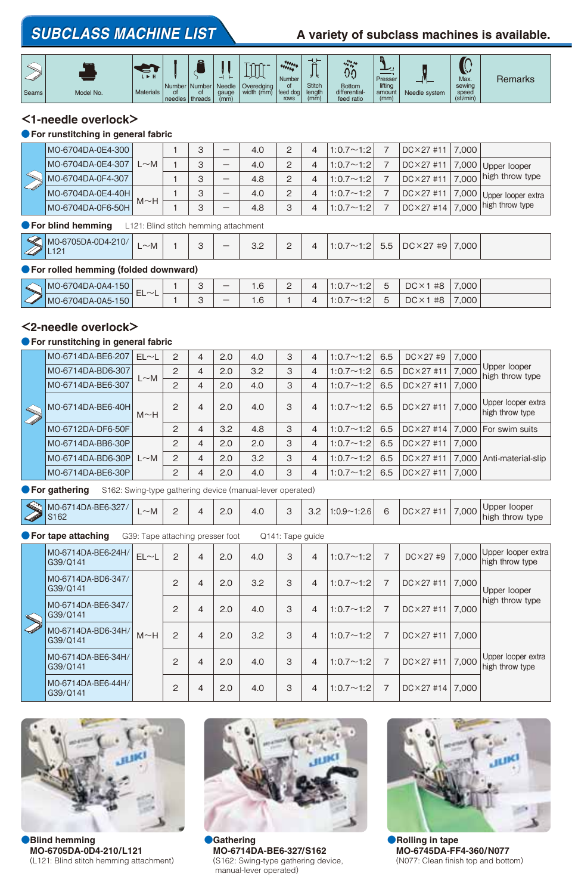# SUBCLASS MACHINE LIST

**A variety of subclass machines is available.**

| Seams | Model No. | Materials | Number of needles | Number of threads | Needle gauge (mm) | Overedging width (mm) | Number of feed dog rows | Stitch length (mm) | Bottom differential-feed ratio | Presser lifting amount (mm) | Needle system | Max. sewing speed (sti/min) | Remarks |
|---|---|---|---|---|---|---|---|---|---|---|---|---|---|

## <1-needle overlock>

**For runstitching in general fabric**

| Seams | Model No. | Materials | Number of needles | Number of threads | Needle gauge (mm) | Overedging width (mm) | Number of feed dog rows | Stitch length (mm) | Bottom differential-feed ratio | Presser lifting amount (mm) | Needle system | Max. sewing speed (sti/min) | Remarks |
|---|---|---|---|---|---|---|---|---|---|---|---|---|---|
| | MO-6704DA-0E4-300 | L~M | 1 | 3 | – | 4.0 | 2 | 4 | 1:0.7~1:2 | 7 | DC×27 #11 | 7,000 | |
| | MO-6704DA-0E4-307 | | 1 | 3 | – | 4.0 | 2 | 4 | 1:0.7~1:2 | 7 | DC×27 #11 | 7,000 | Upper looper high throw type |
| | MO-6704DA-0F4-307 | | 1 | 3 | – | 4.8 | 2 | 4 | 1:0.7~1:2 | 7 | DC×27 #11 | 7,000 | |
| | MO-6704DA-0E4-40H | M~H | 1 | 3 | – | 4.0 | 2 | 4 | 1:0.7~1:2 | 7 | DC×27 #11 | 7,000 | Upper looper extra high throw type |
| | MO-6704DA-0F6-50H | | 1 | 3 | – | 4.8 | 3 | 4 | 1:0.7~1:2 | 7 | DC×27 #14 | 7,000 | |

**For blind hemming** L121: Blind stitch hemming attachment

| Seams | Model No. | Materials | Number of needles | Number of threads | Needle gauge (mm) | Overedging width (mm) | Number of feed dog rows | Stitch length (mm) | Bottom differential-feed ratio | Presser lifting amount (mm) | Needle system | Max. sewing speed (sti/min) | Remarks |
|---|---|---|---|---|---|---|---|---|---|---|---|---|---|
| | MO-6705DA-0D4-210/L121 | L~M | 1 | 3 | – | 3.2 | 2 | 4 | 1:0.7~1:2 | 5.5 | DC×27 #9 | 7,000 | |

**For rolled hemming (folded downward)**

| Seams | Model No. | Materials | Number of needles | Number of threads | Needle gauge (mm) | Overedging width (mm) | Number of feed dog rows | Stitch length (mm) | Bottom differential-feed ratio | Presser lifting amount (mm) | Needle system | Max. sewing speed (sti/min) | Remarks |
|---|---|---|---|---|---|---|---|---|---|---|---|---|---|
| | MO-6704DA-0A4-150 | EL~L | 1 | 3 | – | 1.6 | 2 | 4 | 1:0.7~1:2 | 5 | DC×1 #8 | 7,000 | |
| | MO-6704DA-0A5-150 | | 1 | 3 | – | 1.6 | 1 | 4 | 1:0.7~1:2 | 5 | DC×1 #8 | 7,000 | |

## <2-needle overlock>

**For runstitching in general fabric**

| Seams | Model No. | Materials | Number of needles | Number of threads | Needle gauge (mm) | Overedging width (mm) | Number of feed dog rows | Stitch length (mm) | Bottom differential-feed ratio | Presser lifting amount (mm) | Needle system | Max. sewing speed (sti/min) | Remarks |
|---|---|---|---|---|---|---|---|---|---|---|---|---|---|
| | MO-6714DA-BE6-207 | EL~L | 2 | 4 | 2.0 | 4.0 | 3 | 4 | 1:0.7~1:2 | 6.5 | DC×27 #9 | 7,000 | Upper looper high throw type |
| | MO-6714DA-BD6-307 | L~M | 2 | 4 | 2.0 | 3.2 | 3 | 4 | 1:0.7~1:2 | 6.5 | DC×27 #11 | 7,000 | |
| | MO-6714DA-BE6-307 | | 2 | 4 | 2.0 | 4.0 | 3 | 4 | 1:0.7~1:2 | 6.5 | DC×27 #11 | 7,000 | |
| | MO-6714DA-BE6-40H | M~H | 2 | 4 | 2.0 | 4.0 | 3 | 4 | 1:0.7~1:2 | 6.5 | DC×27 #11 | 7,000 | Upper looper extra high throw type |
| | MO-6712DA-DF6-50F | | 2 | 4 | 3.2 | 4.8 | 3 | 4 | 1:0.7~1:2 | 6.5 | DC×27 #14 | 7,000 | For swim suits |
| | MO-6714DA-BB6-30P | L~M | 2 | 4 | 2.0 | 2.0 | 3 | 4 | 1:0.7~1:2 | 6.5 | DC×27 #11 | 7,000 | Anti-material-slip |
| | MO-6714DA-BD6-30P | | 2 | 4 | 2.0 | 3.2 | 3 | 4 | 1:0.7~1:2 | 6.5 | DC×27 #11 | 7,000 | |
| | MO-6714DA-BE6-30P | | 2 | 4 | 2.0 | 4.0 | 3 | 4 | 1:0.7~1:2 | 6.5 | DC×27 #11 | 7,000 | |

**For gathering** S162: Swing-type gathering device (manual-lever operated)

| Seams | Model No. | Materials | Number of needles | Number of threads | Needle gauge (mm) | Overedging width (mm) | Number of feed dog rows | Stitch length (mm) | Bottom differential-feed ratio | Presser lifting amount (mm) | Needle system | Max. sewing speed (sti/min) | Remarks |
|---|---|---|---|---|---|---|---|---|---|---|---|---|---|
| | MO-6714DA-BE6-327/S162 | L~M | 2 | 4 | 2.0 | 4.0 | 3 | 3.2 | 1:0.9~1:2.6 | 6 | DC×27 #11 | 7,000 | Upper looper high throw type |

**For tape attaching** G39: Tape attaching presser foot Q141: Tape guide

| Seams | Model No. | Materials | Number of needles | Number of threads | Needle gauge (mm) | Overedging width (mm) | Number of feed dog rows | Stitch length (mm) | Bottom differential-feed ratio | Presser lifting amount (mm) | Needle system | Max. sewing speed (sti/min) | Remarks |
|---|---|---|---|---|---|---|---|---|---|---|---|---|---|
| | MO-6714DA-BE6-24H/G39/Q141 | EL~L | 2 | 4 | 2.0 | 4.0 | 3 | 4 | 1:0.7~1:2 | 7 | DC×27 #9 | 7,000 | Upper looper extra high throw type |
| | MO-6714DA-BD6-347/G39/Q141 | M~H | 2 | 4 | 2.0 | 3.2 | 3 | 4 | 1:0.7~1:2 | 7 | DC×27 #11 | 7,000 | Upper looper high throw type |
| | MO-6714DA-BE6-347/G39/Q141 | | 2 | 4 | 2.0 | 4.0 | 3 | 4 | 1:0.7~1:2 | 7 | DC×27 #11 | 7,000 | |
| | MO-6714DA-BD6-34H/G39/Q141 | | 2 | 4 | 2.0 | 3.2 | 3 | 4 | 1:0.7~1:2 | 7 | DC×27 #11 | 7,000 | Upper looper extra high throw type |
| | MO-6714DA-BE6-34H/G39/Q141 | | 2 | 4 | 2.0 | 4.0 | 3 | 4 | 1:0.7~1:2 | 7 | DC×27 #11 | 7,000 | |
| | MO-6714DA-BE6-44H/G39/Q141 | | 2 | 4 | 2.0 | 4.0 | 3 | 4 | 1:0.7~1:2 | 7 | DC×27 #14 | 7,000 | |

**Blind hemming**
**MO-6705DA-0D4-210/L121**
(L121: Blind stitch hemming attachment)

**Gathering**
**MO-6714DA-BE6-327/S162**
(S162: Swing-type gathering device, manual-lever operated)

**Rolling in tape**
**MO-6745DA-FF4-360/N077**
(N077: Clean finish top and bottom)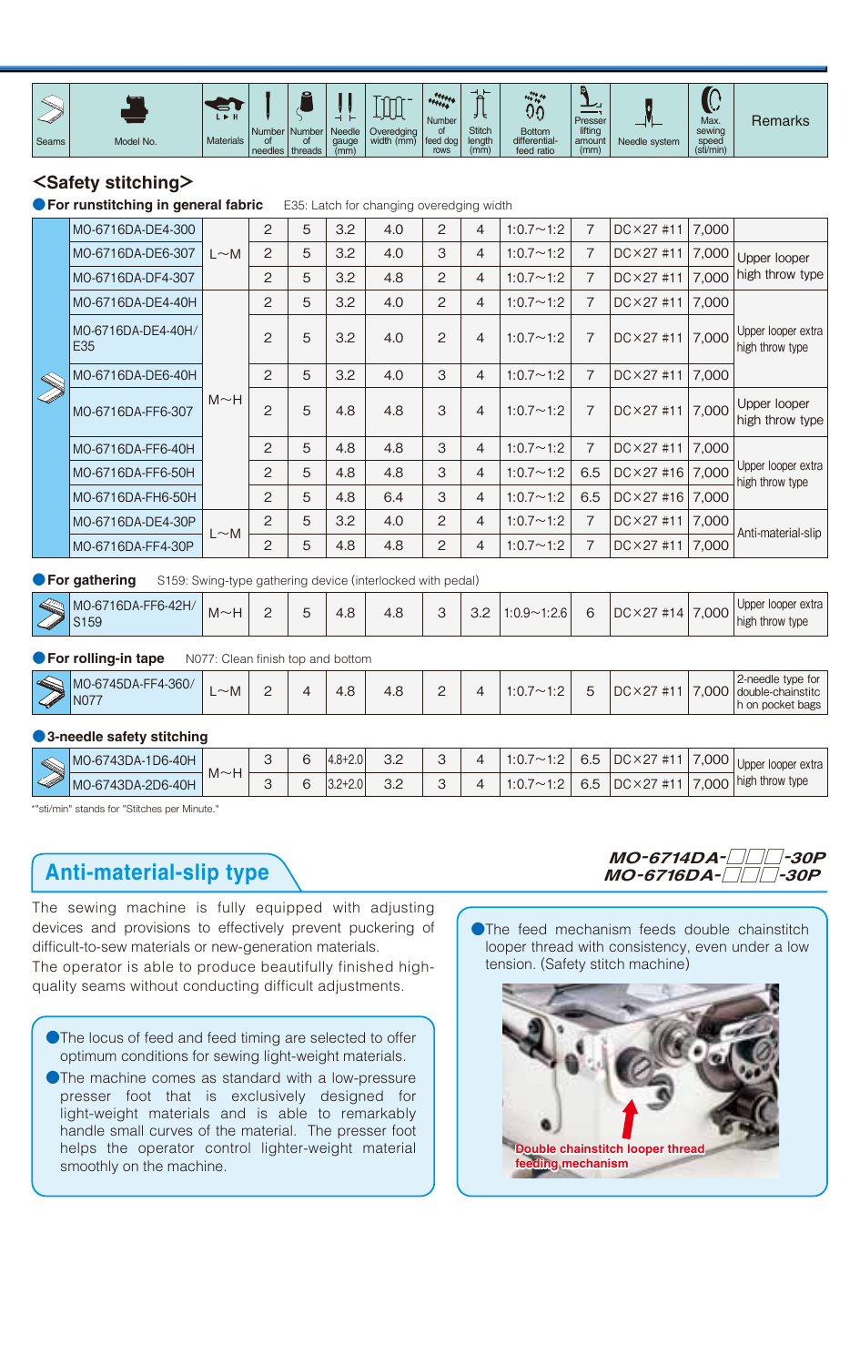| Seams | Model No. | Materials | Number of needles | Number of threads | Needle gauge (mm) | Overedging width (mm) | Number of feed dog rows | Stitch length (mm) | Bottom differential-feed ratio | Presser lifting amount (mm) | Needle system | Max. sewing speed (sti/min) | Remarks |
|---|---|---|---|---|---|---|---|---|---|---|---|---|---|

## <Safety stitching>

**● For runstitching in general fabric** E35: Latch for changing overedging width

| Seams | Model No. | Materials | Number of needles | Number of threads | Needle gauge (mm) | Overedging width (mm) | Number of feed dog rows | Stitch length (mm) | Bottom differential-feed ratio | Presser lifting amount (mm) | Needle system | Max. sewing speed (sti/min) | Remarks |
|---|---|---|---|---|---|---|---|---|---|---|---|---|---|
| | MO-6716DA-DE4-300 | L~M | 2 | 5 | 3.2 | 4.0 | 2 | 4 | 1:0.7~1:2 | 7 | DC×27 #11 | 7,000 | |
| | MO-6716DA-DE6-307 | | 2 | 5 | 3.2 | 4.0 | 3 | 4 | 1:0.7~1:2 | 7 | DC×27 #11 | 7,000 | Upper looper high throw type |
| | MO-6716DA-DF4-307 | | 2 | 5 | 3.2 | 4.8 | 2 | 4 | 1:0.7~1:2 | 7 | DC×27 #11 | 7,000 | |
| | MO-6716DA-DE4-40H | M~H | 2 | 5 | 3.2 | 4.0 | 2 | 4 | 1:0.7~1:2 | 7 | DC×27 #11 | 7,000 | Upper looper extra high throw type |
| | MO-6716DA-DE4-40H/E35 | | 2 | 5 | 3.2 | 4.0 | 2 | 4 | 1:0.7~1:2 | 7 | DC×27 #11 | 7,000 | |
| | MO-6716DA-DE6-40H | | 2 | 5 | 3.2 | 4.0 | 3 | 4 | 1:0.7~1:2 | 7 | DC×27 #11 | 7,000 | |
| | MO-6716DA-FF6-307 | | 2 | 5 | 4.8 | 4.8 | 3 | 4 | 1:0.7~1:2 | 7 | DC×27 #11 | 7,000 | Upper looper high throw type |
| | MO-6716DA-FF6-40H | | 2 | 5 | 4.8 | 4.8 | 3 | 4 | 1:0.7~1:2 | 7 | DC×27 #11 | 7,000 | Upper looper extra high throw type |
| | MO-6716DA-FF6-50H | | 2 | 5 | 4.8 | 4.8 | 3 | 4 | 1:0.7~1:2 | 6.5 | DC×27 #16 | 7,000 | |
| | MO-6716DA-FH6-50H | | 2 | 5 | 4.8 | 6.4 | 3 | 4 | 1:0.7~1:2 | 6.5 | DC×27 #16 | 7,000 | |
| | MO-6716DA-DE4-30P | L~M | 2 | 5 | 3.2 | 4.0 | 2 | 4 | 1:0.7~1:2 | 7 | DC×27 #11 | 7,000 | Anti-material-slip |
| | MO-6716DA-FF4-30P | | 2 | 5 | 4.8 | 4.8 | 2 | 4 | 1:0.7~1:2 | 7 | DC×27 #11 | 7,000 | |

**● For gathering** S159: Swing-type gathering device (interlocked with pedal)

| Seams | Model No. | Materials | Number of needles | Number of threads | Needle gauge (mm) | Overedging width (mm) | Number of feed dog rows | Stitch length (mm) | Bottom differential-feed ratio | Presser lifting amount (mm) | Needle system | Max. sewing speed (sti/min) | Remarks |
|---|---|---|---|---|---|---|---|---|---|---|---|---|---|
| | MO-6716DA-FF6-42H/S159 | M~H | 2 | 5 | 4.8 | 4.8 | 3 | 3.2 | 1:0.9~1:2.6 | 6 | DC×27 #14 | 7,000 | Upper looper extra high throw type |

**● For rolling-in tape** N077: Clean finish top and bottom

| Seams | Model No. | Materials | Number of needles | Number of threads | Needle gauge (mm) | Overedging width (mm) | Number of feed dog rows | Stitch length (mm) | Bottom differential-feed ratio | Presser lifting amount (mm) | Needle system | Max. sewing speed (sti/min) | Remarks |
|---|---|---|---|---|---|---|---|---|---|---|---|---|---|
| | MO-6745DA-FF4-360/N077 | L~M | 2 | 4 | 4.8 | 4.8 | 2 | 4 | 1:0.7~1:2 | 5 | DC×27 #11 | 7,000 | 2-needle type for double-chainstitch on pocket bags |

**● 3-needle safety stitching**

| Seams | Model No. | Materials | Number of needles | Number of threads | Needle gauge (mm) | Overedging width (mm) | Number of feed dog rows | Stitch length (mm) | Bottom differential-feed ratio | Presser lifting amount (mm) | Needle system | Max. sewing speed (sti/min) | Remarks |
|---|---|---|---|---|---|---|---|---|---|---|---|---|---|
| | MO-6743DA-1D6-40H | M~H | 3 | 6 | 4.8+2.0 | 3.2 | 3 | 4 | 1:0.7~1:2 | 6.5 | DC×27 #11 | 7,000 | Upper looper extra high throw type |
| | MO-6743DA-2D6-40H | | 3 | 6 | 3.2+2.0 | 3.2 | 3 | 4 | 1:0.7~1:2 | 6.5 | DC×27 #11 | 7,000 | |

*"sti/min" stands for "Stitches per Minute."

## Anti-material-slip type

***MO-6714DA-□□□-30P***
***MO-6716DA-□□□-30P***

The sewing machine is fully equipped with adjusting devices and provisions to effectively prevent puckering of difficult-to-sew materials or new-generation materials.
The operator is able to produce beautifully finished high-quality seams without conducting difficult adjustments.

- The locus of feed and feed timing are selected to offer optimum conditions for sewing light-weight materials.
- The machine comes as standard with a low-pressure presser foot that is exclusively designed for light-weight materials and is able to remarkably handle small curves of the material. The presser foot helps the operator control lighter-weight material smoothly on the machine.

- The feed mechanism feeds double chainstitch looper thread with consistency, even under a low tension. (Safety stitch machine)

Double chainstitch looper thread feeding mechanism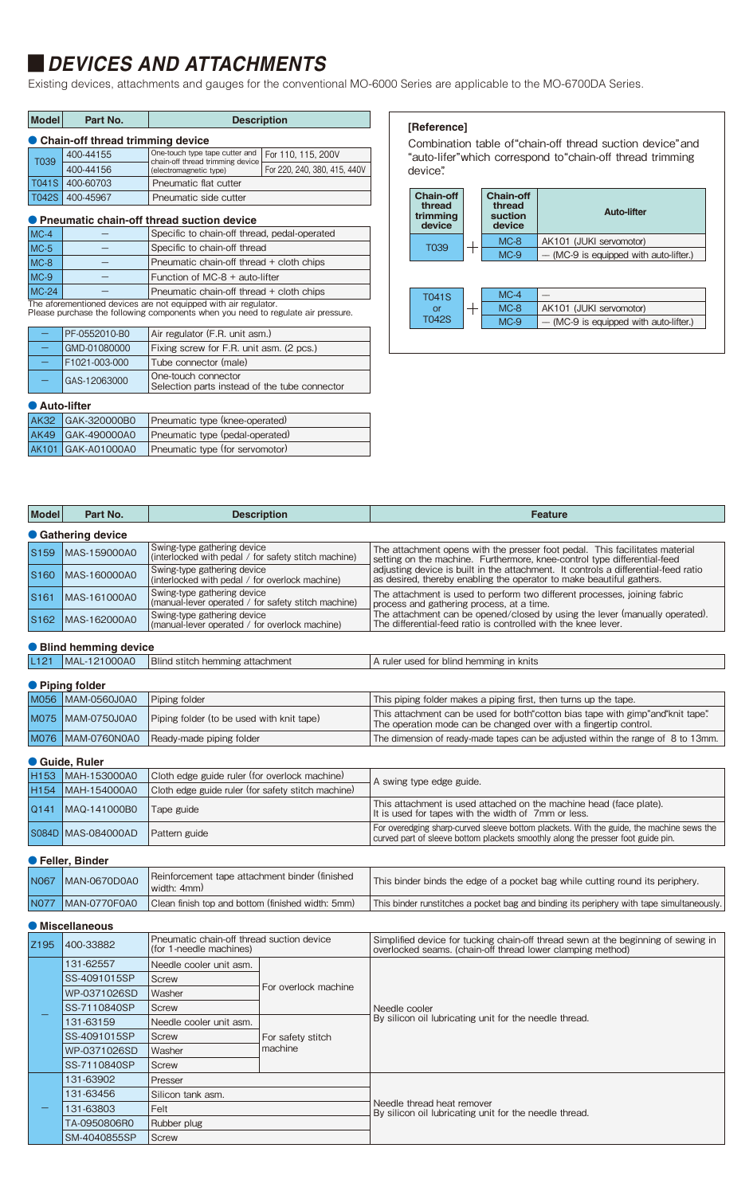# DEVICES AND ATTACHMENTS

Existing devices, attachments and gauges for the conventional MO-6000 Series are applicable to the MO-6700DA Series.

| Model | Part No. | Description | |
|---|---|---|---|
| **● Chain-off thread trimming device** | | | |
| T039 | 400-44155 | One-touch type tape cutter and chain-off thread trimming device (electromagnetic type) | For 110, 115, 200V |
| | 400-44156 | | For 220, 240, 380, 415, 440V |
| T041S | 400-60703 | Pneumatic flat cutter | |
| T042S | 400-45967 | Pneumatic side cutter | |
| **● Pneumatic chain-off thread suction device** | | | |
| MC-4 | — | Specific to chain-off thread, pedal-operated | |
| MC-5 | — | Specific to chain-off thread | |
| MC-8 | — | Pneumatic chain-off thread + cloth chips | |
| MC-9 | — | Function of MC-8 + auto-lifter | |
| MC-24 | — | Pneumatic chain-off thread + cloth chips | |

The aforementioned devices are not equipped with air regulator.
Please purchase the following components when you need to regulate air pressure.

| Model | Part No. | Description |
|---|---|---|
| — | PF-0552010-B0 | Air regulator (F.R. unit asm.) |
| — | GMD-01080000 | Fixing screw for F.R. unit asm. (2 pcs.) |
| — | F1021-003-000 | Tube connector (male) |
| — | GAS-12063000 | One-touch connector<br>Selection parts instead of the tube connector |

**● Auto-lifter**

| Model | Part No. | Description |
|---|---|---|
| AK32 | GAK-320000B0 | Pneumatic type (knee-operated) |
| AK49 | GAK-490000A0 | Pneumatic type (pedal-operated) |
| AK101 | GAK-A01000A0 | Pneumatic type (for servomotor) |

**[Reference]**

Combination table of "chain-off thread suction device" and "auto-lifer" which correspond to "chain-off thread trimming device".

| Chain-off thread trimming device | | Chain-off thread suction device | Auto-lifter |
|---|---|---|---|
| T039 | + | MC-8 | AK101 (JUKI servomotor) |
| | | MC-9 | — (MC-9 is equipped with auto-lifter.) |

| Chain-off thread trimming device | | Chain-off thread suction device | Auto-lifter |
|---|---|---|---|
| T041S or T042S | + | MC-4 | — |
| | | MC-8 | AK101 (JUKI servomotor) |
| | | MC-9 | — (MC-9 is equipped with auto-lifter.) |

| Model | Part No. | Description | | Feature |
|---|---|---|---|---|
| **● Gathering device** | | | | |
| S159 | MAS-159000A0 | Swing-type gathering device (interlocked with pedal / for safety stitch machine) | | The attachment opens with the presser foot pedal. This facilitates material setting on the machine. Furthermore, knee-control type differential-feed adjusting device is built in the attachment. It controls a differential-feed ratio as desired, thereby enabling the operator to make beautiful gathers. |
| S160 | MAS-160000A0 | Swing-type gathering device (interlocked with pedal / for overlock machine) | | |
| S161 | MAS-161000A0 | Swing-type gathering device (manual-lever operated / for safety stitch machine) | | The attachment is used to perform two different processes, joining fabric process and gathering process, at a time. The attachment can be opened/closed by using the lever (manually operated). The differential-feed ratio is controlled with the knee lever. |
| S162 | MAS-162000A0 | Swing-type gathering device (manual-lever operated / for overlock machine) | | |
| **● Blind hemming device** | | | | |
| L121 | MAL-121000A0 | Blind stitch hemming attachment | | A ruler used for blind hemming in knits |
| **● Piping folder** | | | | |
| M056 | MAM-0560J0A0 | Piping folder | | This piping folder makes a piping first, then turns up the tape. |
| M075 | MAM-0750J0A0 | Piping folder (to be used with knit tape) | | This attachment can be used for both "cotton bias tape with gimp" and "knit tape". The operation mode can be changed over with a fingertip control. |
| M076 | MAM-0760N0A0 | Ready-made piping folder | | The dimension of ready-made tapes can be adjusted within the range of 8 to 13mm. |
| **● Guide, Ruler** | | | | |
| H153 | MAH-153000A0 | Cloth edge guide ruler (for overlock machine) | | A swing type edge guide. |
| H154 | MAH-154000A0 | Cloth edge guide ruler (for safety stitch machine) | | |
| Q141 | MAQ-141000B0 | Tape guide | | This attachment is used attached on the machine head (face plate). It is used for tapes with the width of 7mm or less. |
| S084D | MAS-084000AD | Pattern guide | | For overedging sharp-curved sleeve bottom plackets. With the guide, the machine sews the curved part of sleeve bottom plackets smoothly along the presser foot guide pin. |
| **● Feller, Binder** | | | | |
| N067 | MAN-0670D0A0 | Reinforcement tape attachment binder (finished width: 4mm) | | This binder binds the edge of a pocket bag while cutting round its periphery. |
| N077 | MAN-0770F0A0 | Clean finish top and bottom (finished width: 5mm) | | This binder runstitches a pocket bag and binding its periphery with tape simultaneously. |
| **● Miscellaneous** | | | | |
| Z195 | 400-33882 | Pneumatic chain-off thread suction device (for 1-needle machines) | | Simplified device for tucking chain-off thread sewn at the beginning of sewing in overlocked seams. (chain-off thread lower clamping method) |
| — | 131-62557 | Needle cooler unit asm. | For overlock machine | Needle cooler<br>By silicon oil lubricating unit for the needle thread. |
| | SS-4091015SP | Screw | | |
| | WP-0371026SD | Washer | | |
| | SS-7110840SP | Screw | | |
| | 131-63159 | Needle cooler unit asm. | For safety stitch machine | |
| | SS-4091015SP | Screw | | |
| | WP-0371026SD | Washer | | |
| | SS-7110840SP | Screw | | |
| — | 131-63902 | Presser | | Needle thread heat remover<br>By silicon oil lubricating unit for the needle thread. |
| | 131-63456 | Silicon tank asm. | | |
| | 131-63803 | Felt | | |
| | TA-0950806R0 | Rubber plug | | |
| | SM-4040855SP | Screw | | |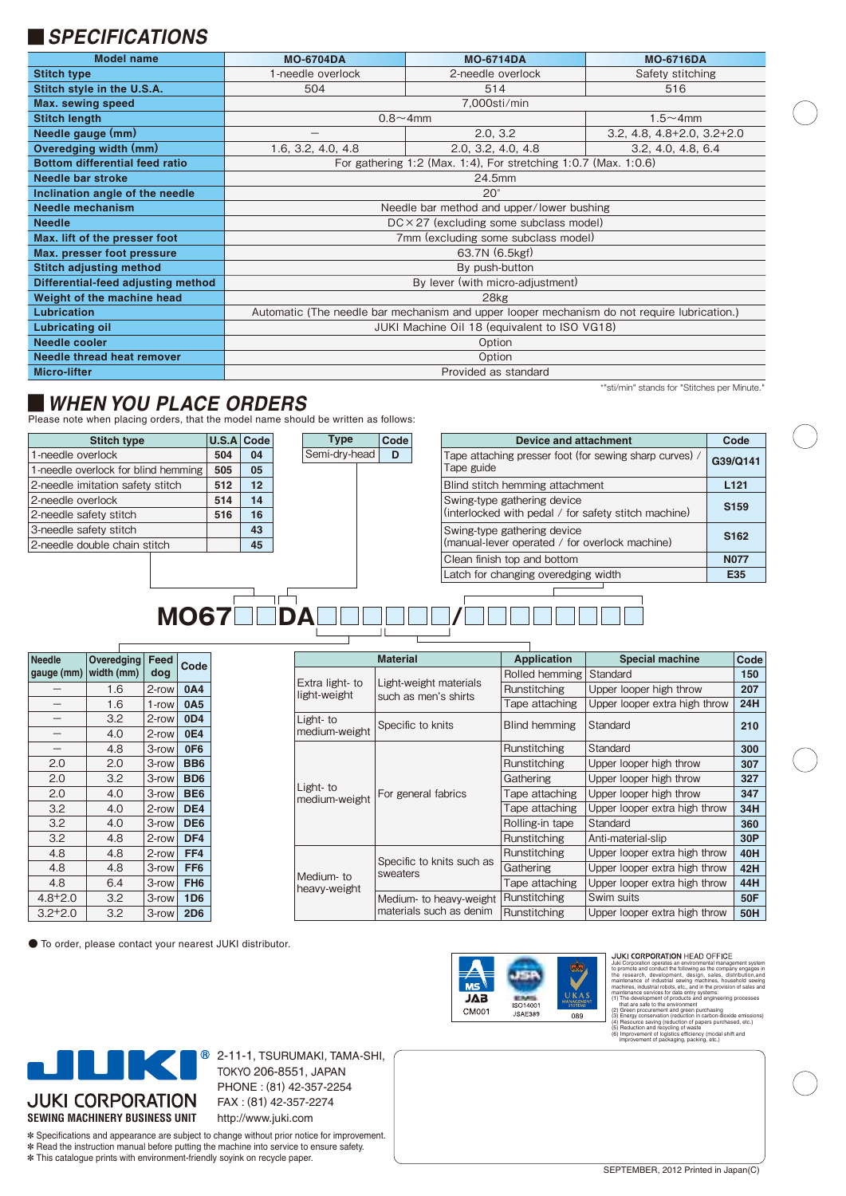## SPECIFICATIONS

| Model name | MO-6704DA | MO-6714DA | MO-6716DA |
|---|---|---|---|
| Stitch type | 1-needle overlock | 2-needle overlock | Safety stitching |
| Stitch style in the U.S.A. | 504 | 514 | 516 |
| Max. sewing speed | 7,000sti/min | | |
| Stitch length | 0.8～4mm | | 1.5～4mm |
| Needle gauge (mm) | — | 2.0, 3.2 | 3.2, 4.8, 4.8+2.0, 3.2+2.0 |
| Overedging width (mm) | 1.6, 3.2, 4.0, 4.8 | 2.0, 3.2, 4.0, 4.8 | 3.2, 4.0, 4.8, 6.4 |
| Bottom differential feed ratio | For gathering 1:2 (Max. 1:4), For stretching 1:0.7 (Max. 1:0.6) | | |
| Needle bar stroke | 24.5mm | | |
| Inclination angle of the needle | 20° | | |
| Needle mechanism | Needle bar method and upper/lower bushing | | |
| Needle | DC×27 (excluding some subclass model) | | |
| Max. lift of the presser foot | 7mm (excluding some subclass model) | | |
| Max. presser foot pressure | 63.7N (6.5kgf) | | |
| Stitch adjusting method | By push-button | | |
| Differential-feed adjusting method | By lever (with micro-adjustment) | | |
| Weight of the machine head | 28kg | | |
| Lubrication | Automatic (The needle bar mechanism and upper looper mechanism do not require lubrication.) | | |
| Lubricating oil | JUKI Machine Oil 18 (equivalent to ISO VG18) | | |
| Needle cooler | Option | | |
| Needle thread heat remover | Option | | |
| Micro-lifter | Provided as standard | | |

*"sti/min" stands for "Stitches per Minute."

## WHEN YOU PLACE ORDERS

Please note when placing orders, that the model name should be written as follows:

| Stitch type | U.S.A | Code |
|---|---|---|
| 1-needle overlock | 504 | 04 |
| 1-needle overlock for blind hemming | 505 | 05 |
| 2-needle imitation safety stitch | 512 | 12 |
| 2-needle overlock | 514 | 14 |
| 2-needle safety stitch | 516 | 16 |
| 3-needle safety stitch | | 43 |
| 2-needle double chain stitch | | 45 |

| Type | Code |
|---|---|
| Semi-dry-head | D |

| Device and attachment | Code |
|---|---|
| Tape attaching presser foot (for sewing sharp curves) / Tape guide | G39/Q141 |
| Blind stitch hemming attachment | L121 |
| Swing-type gathering device (interlocked with pedal / for safety stitch machine) | S159 |
| Swing-type gathering device (manual-lever operated / for overlock machine) | S162 |
| Clean finish top and bottom | N077 |
| Latch for changing overedging width | E35 |

**MO67□□DA□□□□□/□□□□□□□**

| Needle gauge (mm) | Overedging width (mm) | Feed dog | Code |
|---|---|---|---|
| — | 1.6 | 2-row | 0A4 |
| — | 1.6 | 1-row | 0A5 |
| — | 3.2 | 2-row | 0D4 |
| — | 4.0 | 2-row | 0E4 |
| — | 4.8 | 3-row | 0F6 |
| 2.0 | 2.0 | 3-row | BB6 |
| 2.0 | 3.2 | 3-row | BD6 |
| 2.0 | 4.0 | 3-row | BE6 |
| 3.2 | 4.0 | 2-row | DE4 |
| 3.2 | 4.0 | 3-row | DE6 |
| 3.2 | 4.8 | 2-row | DF4 |
| 4.8 | 4.8 | 2-row | FF4 |
| 4.8 | 4.8 | 3-row | FF6 |
| 4.8 | 6.4 | 3-row | FH6 |
| 4.8+2.0 | 3.2 | 3-row | 1D6 |
| 3.2+2.0 | 3.2 | 3-row | 2D6 |

| Material | | Application | Special machine | Code |
|---|---|---|---|---|
| Extra light- to light-weight | Light-weight materials such as men's shirts | Rolled hemming | Standard | 150 |
| | | Runstitching | Upper looper high throw | 207 |
| | | Tape attaching | Upper looper extra high throw | 24H |
| Light- to medium-weight | Specific to knits | Blind hemming | Standard | 210 |
| Light- to medium-weight | For general fabrics | Runstitching | Standard | 300 |
| | | Runstitching | Upper looper high throw | 307 |
| | | Gathering | Upper looper high throw | 327 |
| | | Tape attaching | Upper looper high throw | 347 |
| | | Tape attaching | Upper looper extra high throw | 34H |
| | | Rolling-in tape | Standard | 360 |
| | | Runstitching | Anti-material-slip | 30P |
| Medium- to heavy-weight | Specific to knits such as sweaters | Runstitching | Upper looper extra high throw | 40H |
| | | Gathering | Upper looper extra high throw | 42H |
| | | Tape attaching | Upper looper extra high throw | 44H |
| | Medium- to heavy-weight materials such as denim | Runstitching | Swim suits | 50F |
| | | Runstitching | Upper looper extra high throw | 50H |

● To order, please contact your nearest JUKI distributor.

MS JAB CM001 — ISO14001 JSAE389 — UKAS MANAGEMENT SYSTEMS 089

**JUKI CORPORATION HEAD OFFICE**
Juki Corporation operates an environmental management system to promote and conduct the following as the company engages in the research, development, design, sales, distribution,and maintenance of industrial sewing machines, household sewing machines, industrial robots, etc., and in the provision of sales and maintenance services for data entry systems:
(1) The development of products and engineering processes that are safe to the environment
(2) Green procurement and green purchasing
(3) Energy conservation (reduction in carbon-dioxide emissions)
(4) Resource saving (reduction of papers purchased, etc.)
(5) Reduction and recycling of waste
(6) Improvement of logistics efficiency (modal shift and improvement of packaging, packing, etc.)

**JUKI CORPORATION**
**SEWING MACHINERY BUSINESS UNIT**

2-11-1, TSURUMAKI, TAMA-SHI,
TOKYO 206-8551, JAPAN
PHONE : (81) 42-357-2254
FAX : (81) 42-357-2274
http://www.juki.com

✻ Specifications and appearance are subject to change without prior notice for improvement.
✻ Read the instruction manual before putting the machine into service to ensure safety.
✻ This catalogue prints with environment-friendly soyink on recycle paper.

SEPTEMBER, 2012 Printed in Japan(C)